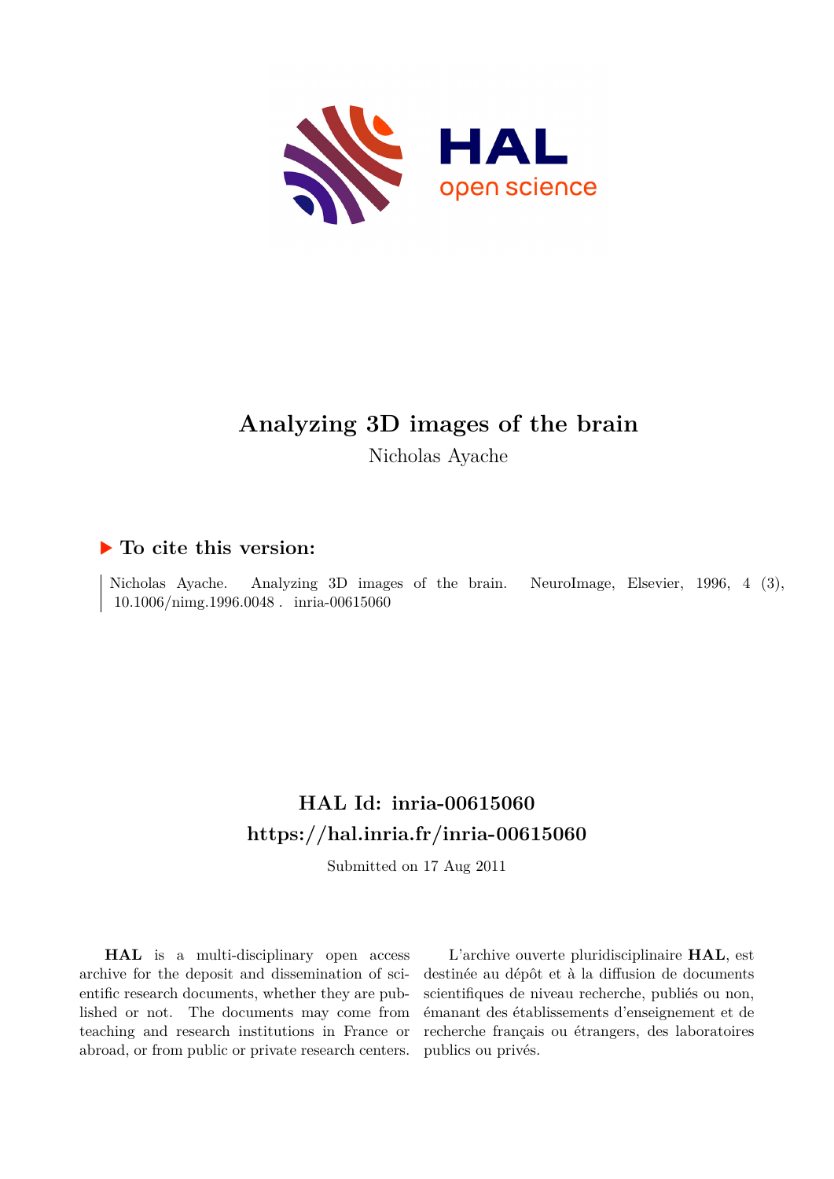# Analyzing 3D images of the brain

Nicholas Ayache

## ▶ To cite this version:

Nicholas Ayache. Analyzing 3D images of the brain. NeuroImage, Elsevier, 1996, 4 (3), 10.1006/nimg.1996.0048 . inria-00615060

## HAL Id: inria-00615060

## https://hal.inria.fr/inria-00615060

Submitted on 17 Aug 2011

**HAL** is a multi-disciplinary open access archive for the deposit and dissemination of scientific research documents, whether they are published or not. The documents may come from teaching and research institutions in France or abroad, or from public or private research centers.

L'archive ouverte pluridisciplinaire **HAL**, est destinée au dépôt et à la diffusion de documents scientifiques de niveau recherche, publiés ou non, émanant des établissements d'enseignement et de recherche français ou étrangers, des laboratoires publics ou privés.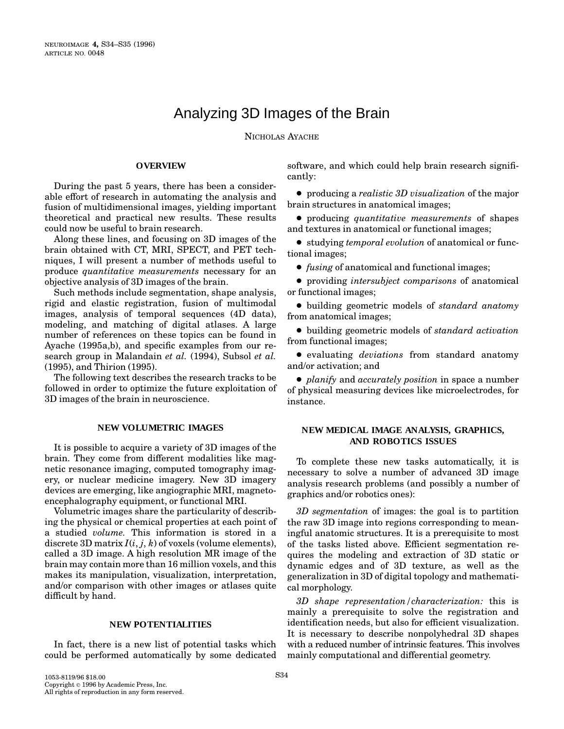# Analyzing 3D Images of the Brain

NICHOLAS AYACHE

## OVERVIEW

During the past 5 years, there has been a considerable effort of research in automating the analysis and fusion of multidimensional images, yielding important theoretical and practical new results. These results could now be useful to brain research.

Along these lines, and focusing on 3D images of the brain obtained with CT, MRI, SPECT, and PET techniques, I will present a number of methods useful to produce *quantitative measurements* necessary for an objective analysis of 3D images of the brain.

Such methods include segmentation, shape analysis, rigid and elastic registration, fusion of multimodal images, analysis of temporal sequences (4D data), modeling, and matching of digital atlases. A large number of references on these topics can be found in Ayache (1995a,b), and specific examples from our research group in Malandain *et al.* (1994), Subsol *et al.* (1995), and Thirion (1995).

The following text describes the research tracks to be followed in order to optimize the future exploitation of 3D images of the brain in neuroscience.

## NEW VOLUMETRIC IMAGES

It is possible to acquire a variety of 3D images of the brain. They come from different modalities like magnetic resonance imaging, computed tomography imagery, or nuclear medicine imagery. New 3D imagery devices are emerging, like angiographic MRI, magnetoencephalography equipment, or functional MRI.

Volumetric images share the particularity of describing the physical or chemical properties at each point of a studied *volume.* This information is stored in a discrete 3D matrix $I(i, j, k)$ of voxels (volume elements), called a 3D image. A high resolution MR image of the brain may contain more than 16 million voxels, and this makes its manipulation, visualization, interpretation, and/or comparison with other images or atlases quite difficult by hand.

## NEW POTENTIALITIES

In fact, there is a new list of potential tasks which could be performed automatically by some dedicated software, and which could help brain research significantly:

- producing a *realistic 3D visualization* of the major brain structures in anatomical images;
- producing *quantitative measurements* of shapes and textures in anatomical or functional images;
- studying *temporal evolution* of anatomical or functional images;
- *fusing* of anatomical and functional images;
- providing *intersubject comparisons* of anatomical or functional images;
- building geometric models of *standard anatomy* from anatomical images;
- building geometric models of *standard activation* from functional images;
- evaluating *deviations* from standard anatomy and/or activation; and
- *planify* and *accurately position* in space a number of physical measuring devices like microelectrodes, for instance.

## NEW MEDICAL IMAGE ANALYSIS, GRAPHICS, AND ROBOTICS ISSUES

To complete these new tasks automatically, it is necessary to solve a number of advanced 3D image analysis research problems (and possibly a number of graphics and/or robotics ones):

*3D segmentation* of images: the goal is to partition the raw 3D image into regions corresponding to meaningful anatomic structures. It is a prerequisite to most of the tasks listed above. Efficient segmentation requires the modeling and extraction of 3D static or dynamic edges and of 3D texture, as well as the generalization in 3D of digital topology and mathematical morphology.

*3D shape representation/characterization:* this is mainly a prerequisite to solve the registration and identification needs, but also for efficient visualization. It is necessary to describe nonpolyhedral 3D shapes with a reduced number of intrinsic features. This involves mainly computational and differential geometry.

1053-8119/96 $18.00
Copyright © 1996 by Academic Press, Inc.
All rights of reproduction in any form reserved.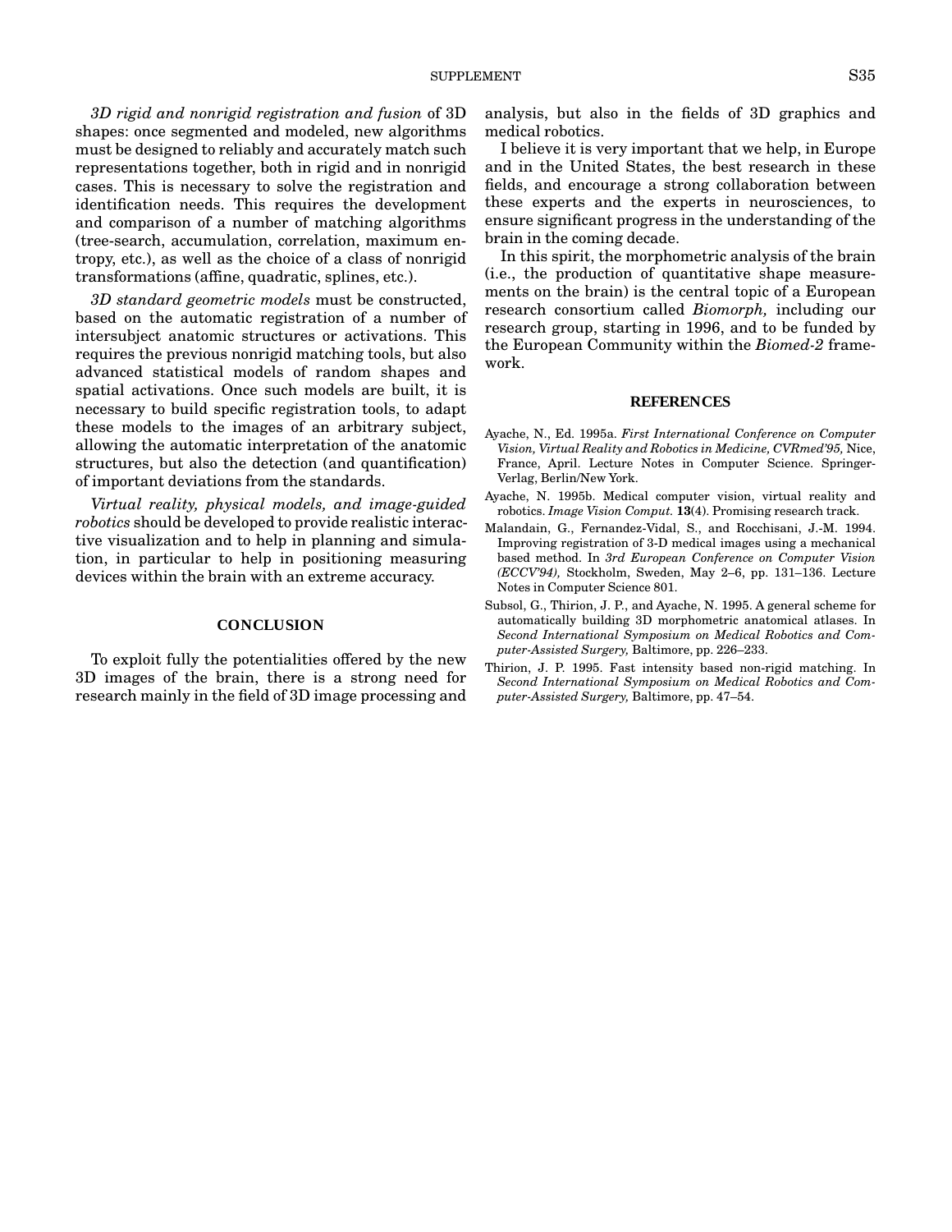*3D rigid and nonrigid registration and fusion* of 3D shapes: once segmented and modeled, new algorithms must be designed to reliably and accurately match such representations together, both in rigid and in nonrigid cases. This is necessary to solve the registration and identification needs. This requires the development and comparison of a number of matching algorithms (tree-search, accumulation, correlation, maximum entropy, etc.), as well as the choice of a class of nonrigid transformations (affine, quadratic, splines, etc.).

*3D standard geometric models* must be constructed, based on the automatic registration of a number of intersubject anatomic structures or activations. This requires the previous nonrigid matching tools, but also advanced statistical models of random shapes and spatial activations. Once such models are built, it is necessary to build specific registration tools, to adapt these models to the images of an arbitrary subject, allowing the automatic interpretation of the anatomic structures, but also the detection (and quantification) of important deviations from the standards.

*Virtual reality, physical models, and image-guided robotics* should be developed to provide realistic interactive visualization and to help in planning and simulation, in particular to help in positioning measuring devices within the brain with an extreme accuracy.

## CONCLUSION

To exploit fully the potentialities offered by the new 3D images of the brain, there is a strong need for research mainly in the field of 3D image processing and analysis, but also in the fields of 3D graphics and medical robotics.

I believe it is very important that we help, in Europe and in the United States, the best research in these fields, and encourage a strong collaboration between these experts and the experts in neurosciences, to ensure significant progress in the understanding of the brain in the coming decade.

In this spirit, the morphometric analysis of the brain (i.e., the production of quantitative shape measurements on the brain) is the central topic of a European research consortium called *Biomorph,* including our research group, starting in 1996, and to be funded by the European Community within the *Biomed-2* framework.

## REFERENCES

Ayache, N., Ed. 1995a. *First International Conference on Computer Vision, Virtual Reality and Robotics in Medicine, CVRmed'95,* Nice, France, April. Lecture Notes in Computer Science. Springer-Verlag, Berlin/New York.

Ayache, N. 1995b. Medical computer vision, virtual reality and robotics. *Image Vision Comput.* **13**(4). Promising research track.

Malandain, G., Fernandez-Vidal, S., and Rocchisani, J.-M. 1994. Improving registration of 3-D medical images using a mechanical based method. In *3rd European Conference on Computer Vision (ECCV'94),* Stockholm, Sweden, May 2–6, pp. 131–136. Lecture Notes in Computer Science 801.

Subsol, G., Thirion, J. P., and Ayache, N. 1995. A general scheme for automatically building 3D morphometric anatomical atlases. In *Second International Symposium on Medical Robotics and Computer-Assisted Surgery,* Baltimore, pp. 226–233.

Thirion, J. P. 1995. Fast intensity based non-rigid matching. In *Second International Symposium on Medical Robotics and Computer-Assisted Surgery,* Baltimore, pp. 47–54.